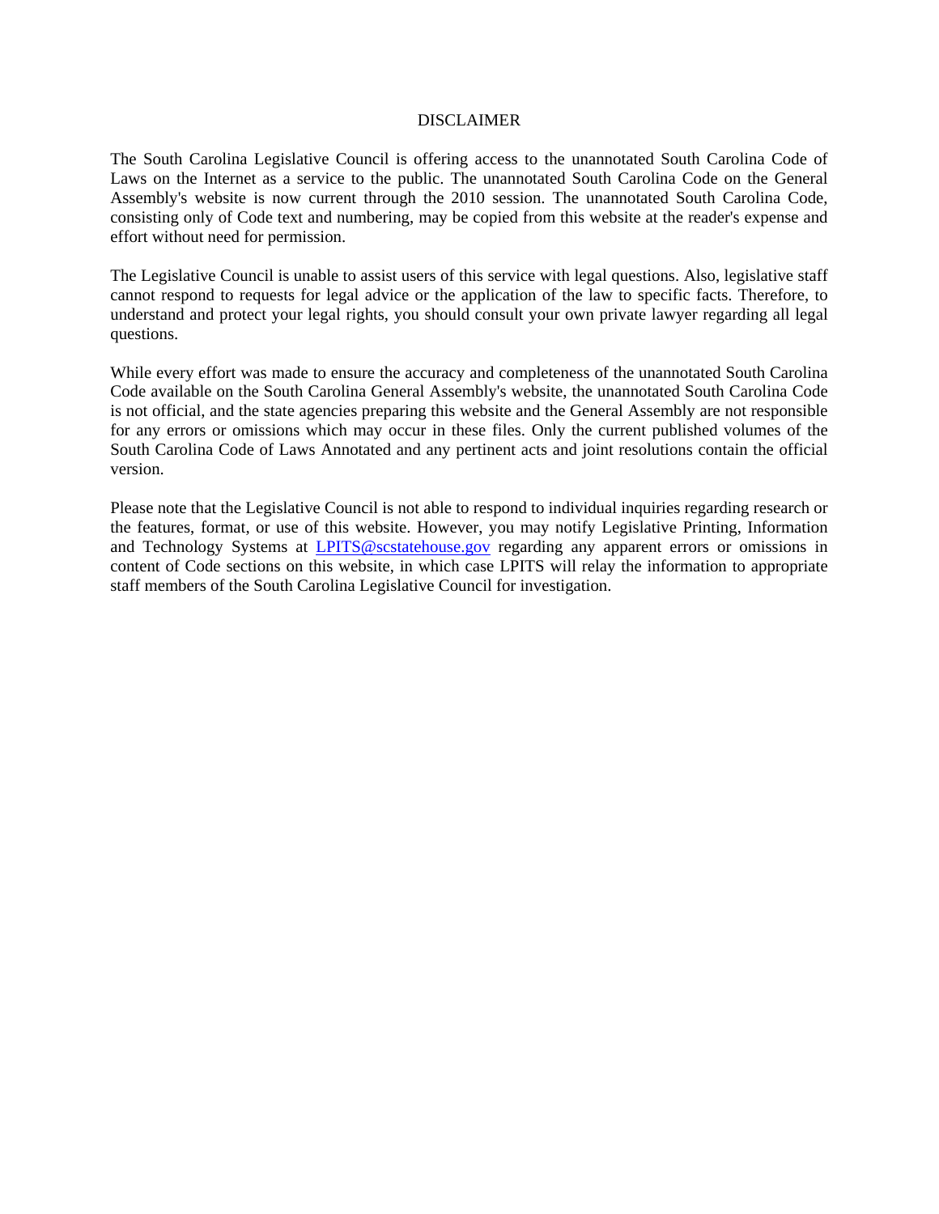# DISCLAIMER

The South Carolina Legislative Council is offering access to the unannotated South Carolina Code of Laws on the Internet as a service to the public. The unannotated South Carolina Code on the General Assembly's website is now current through the 2010 session. The unannotated South Carolina Code, consisting only of Code text and numbering, may be copied from this website at the reader's expense and effort without need for permission.

The Legislative Council is unable to assist users of this service with legal questions. Also, legislative staff cannot respond to requests for legal advice or the application of the law to specific facts. Therefore, to understand and protect your legal rights, you should consult your own private lawyer regarding all legal questions.

While every effort was made to ensure the accuracy and completeness of the unannotated South Carolina Code available on the South Carolina General Assembly's website, the unannotated South Carolina Code is not official, and the state agencies preparing this website and the General Assembly are not responsible for any errors or omissions which may occur in these files. Only the current published volumes of the South Carolina Code of Laws Annotated and any pertinent acts and joint resolutions contain the official version.

Please note that the Legislative Council is not able to respond to individual inquiries regarding research or the features, format, or use of this website. However, you may notify Legislative Printing, Information and Technology Systems at LPITS@scstatehouse.gov regarding any apparent errors or omissions in content of Code sections on this website, in which case LPITS will relay the information to appropriate staff members of the South Carolina Legislative Council for investigation.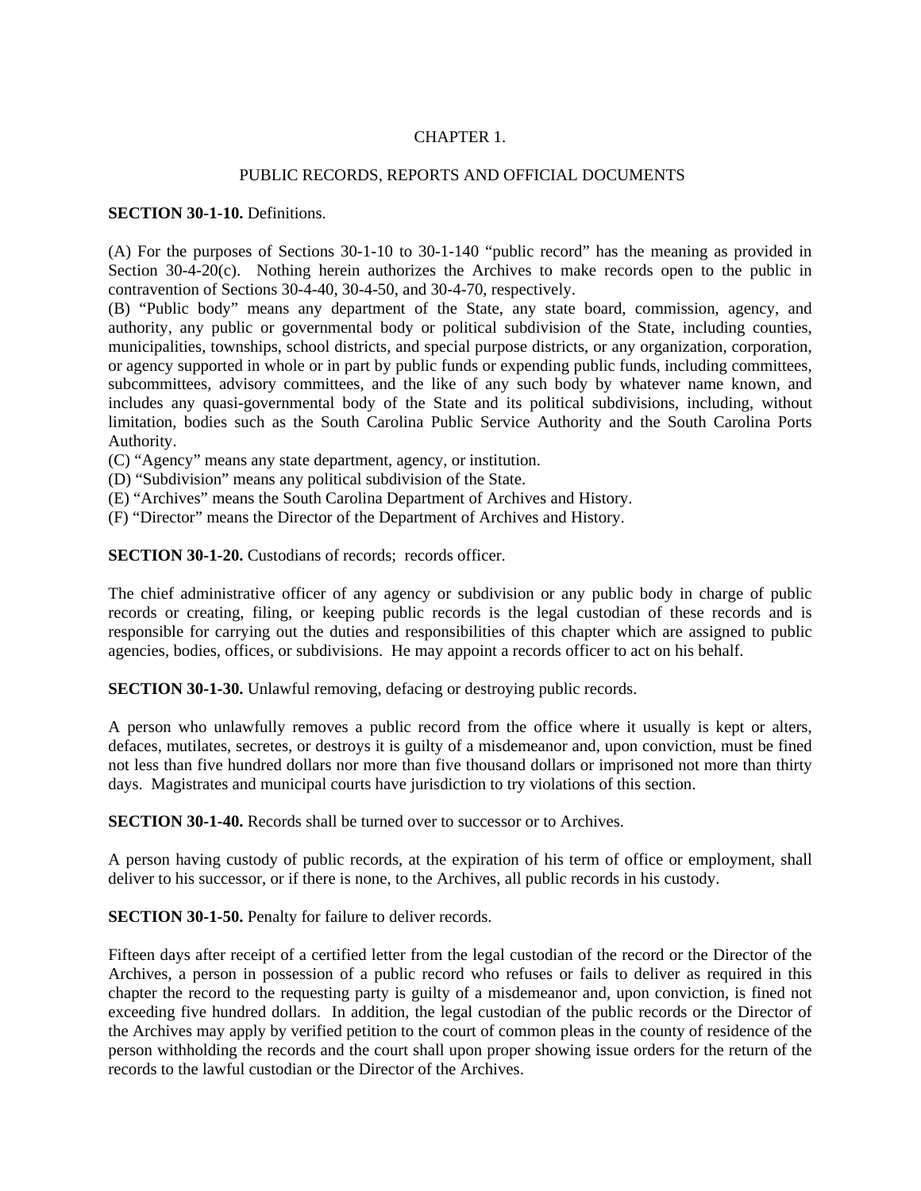CHAPTER 1.

PUBLIC RECORDS, REPORTS AND OFFICIAL DOCUMENTS

**SECTION 30-1-10.** Definitions.

(A) For the purposes of Sections 30-1-10 to 30-1-140 "public record" has the meaning as provided in Section 30-4-20(c). Nothing herein authorizes the Archives to make records open to the public in contravention of Sections 30-4-40, 30-4-50, and 30-4-70, respectively.
(B) "Public body" means any department of the State, any state board, commission, agency, and authority, any public or governmental body or political subdivision of the State, including counties, municipalities, townships, school districts, and special purpose districts, or any organization, corporation, or agency supported in whole or in part by public funds or expending public funds, including committees, subcommittees, advisory committees, and the like of any such body by whatever name known, and includes any quasi-governmental body of the State and its political subdivisions, including, without limitation, bodies such as the South Carolina Public Service Authority and the South Carolina Ports Authority.
(C) "Agency" means any state department, agency, or institution.
(D) "Subdivision" means any political subdivision of the State.
(E) "Archives" means the South Carolina Department of Archives and History.
(F) "Director" means the Director of the Department of Archives and History.

**SECTION 30-1-20.** Custodians of records; records officer.

The chief administrative officer of any agency or subdivision or any public body in charge of public records or creating, filing, or keeping public records is the legal custodian of these records and is responsible for carrying out the duties and responsibilities of this chapter which are assigned to public agencies, bodies, offices, or subdivisions. He may appoint a records officer to act on his behalf.

**SECTION 30-1-30.** Unlawful removing, defacing or destroying public records.

A person who unlawfully removes a public record from the office where it usually is kept or alters, defaces, mutilates, secretes, or destroys it is guilty of a misdemeanor and, upon conviction, must be fined not less than five hundred dollars nor more than five thousand dollars or imprisoned not more than thirty days. Magistrates and municipal courts have jurisdiction to try violations of this section.

**SECTION 30-1-40.** Records shall be turned over to successor or to Archives.

A person having custody of public records, at the expiration of his term of office or employment, shall deliver to his successor, or if there is none, to the Archives, all public records in his custody.

**SECTION 30-1-50.** Penalty for failure to deliver records.

Fifteen days after receipt of a certified letter from the legal custodian of the record or the Director of the Archives, a person in possession of a public record who refuses or fails to deliver as required in this chapter the record to the requesting party is guilty of a misdemeanor and, upon conviction, is fined not exceeding five hundred dollars. In addition, the legal custodian of the public records or the Director of the Archives may apply by verified petition to the court of common pleas in the county of residence of the person withholding the records and the court shall upon proper showing issue orders for the return of the records to the lawful custodian or the Director of the Archives.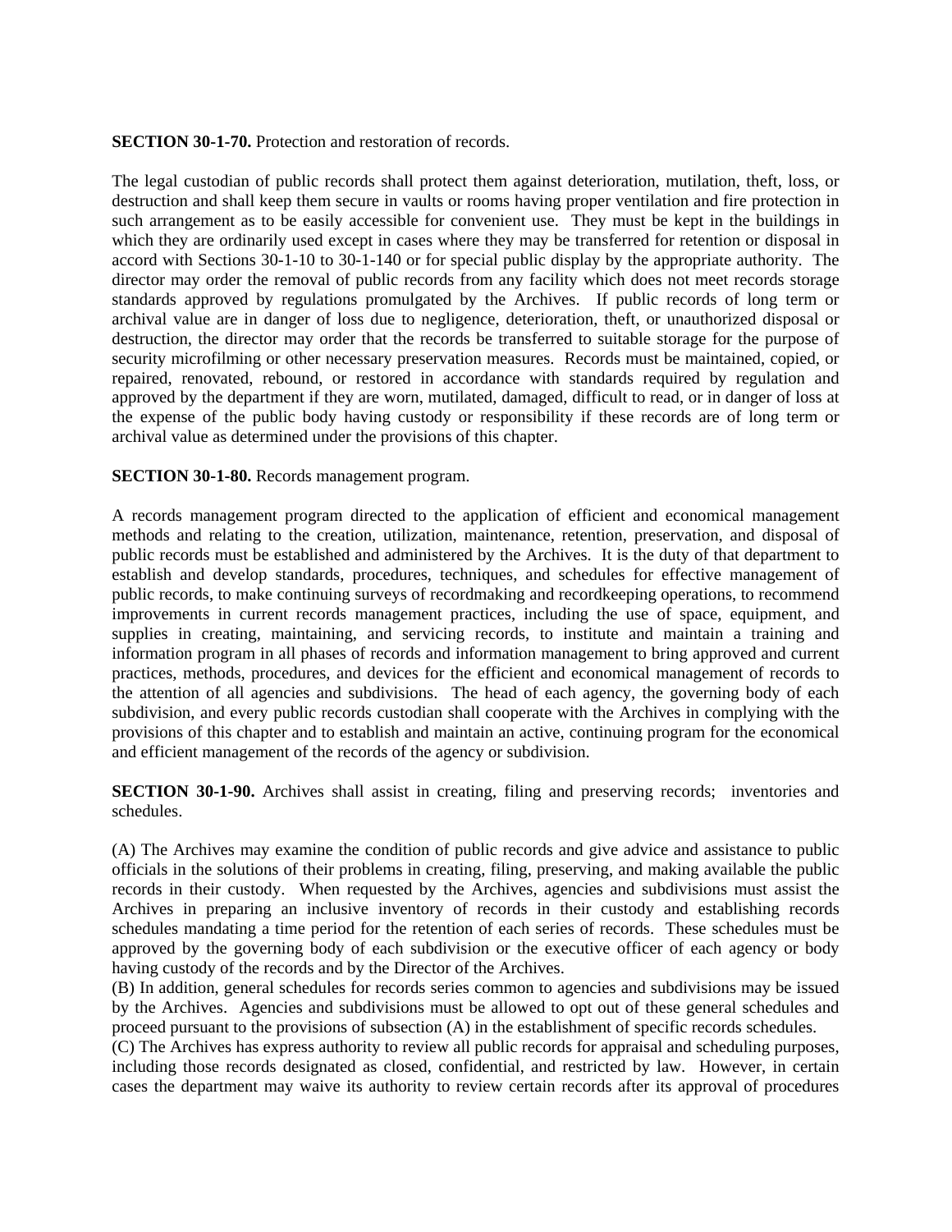**SECTION 30-1-70.** Protection and restoration of records.

The legal custodian of public records shall protect them against deterioration, mutilation, theft, loss, or destruction and shall keep them secure in vaults or rooms having proper ventilation and fire protection in such arrangement as to be easily accessible for convenient use. They must be kept in the buildings in which they are ordinarily used except in cases where they may be transferred for retention or disposal in accord with Sections 30-1-10 to 30-1-140 or for special public display by the appropriate authority. The director may order the removal of public records from any facility which does not meet records storage standards approved by regulations promulgated by the Archives. If public records of long term or archival value are in danger of loss due to negligence, deterioration, theft, or unauthorized disposal or destruction, the director may order that the records be transferred to suitable storage for the purpose of security microfilming or other necessary preservation measures. Records must be maintained, copied, or repaired, renovated, rebound, or restored in accordance with standards required by regulation and approved by the department if they are worn, mutilated, damaged, difficult to read, or in danger of loss at the expense of the public body having custody or responsibility if these records are of long term or archival value as determined under the provisions of this chapter.

**SECTION 30-1-80.** Records management program.

A records management program directed to the application of efficient and economical management methods and relating to the creation, utilization, maintenance, retention, preservation, and disposal of public records must be established and administered by the Archives. It is the duty of that department to establish and develop standards, procedures, techniques, and schedules for effective management of public records, to make continuing surveys of recordmaking and recordkeeping operations, to recommend improvements in current records management practices, including the use of space, equipment, and supplies in creating, maintaining, and servicing records, to institute and maintain a training and information program in all phases of records and information management to bring approved and current practices, methods, procedures, and devices for the efficient and economical management of records to the attention of all agencies and subdivisions. The head of each agency, the governing body of each subdivision, and every public records custodian shall cooperate with the Archives in complying with the provisions of this chapter and to establish and maintain an active, continuing program for the economical and efficient management of the records of the agency or subdivision.

**SECTION 30-1-90.** Archives shall assist in creating, filing and preserving records; inventories and schedules.

(A) The Archives may examine the condition of public records and give advice and assistance to public officials in the solutions of their problems in creating, filing, preserving, and making available the public records in their custody. When requested by the Archives, agencies and subdivisions must assist the Archives in preparing an inclusive inventory of records in their custody and establishing records schedules mandating a time period for the retention of each series of records. These schedules must be approved by the governing body of each subdivision or the executive officer of each agency or body having custody of the records and by the Director of the Archives.

(B) In addition, general schedules for records series common to agencies and subdivisions may be issued by the Archives. Agencies and subdivisions must be allowed to opt out of these general schedules and proceed pursuant to the provisions of subsection (A) in the establishment of specific records schedules.

(C) The Archives has express authority to review all public records for appraisal and scheduling purposes, including those records designated as closed, confidential, and restricted by law. However, in certain cases the department may waive its authority to review certain records after its approval of procedures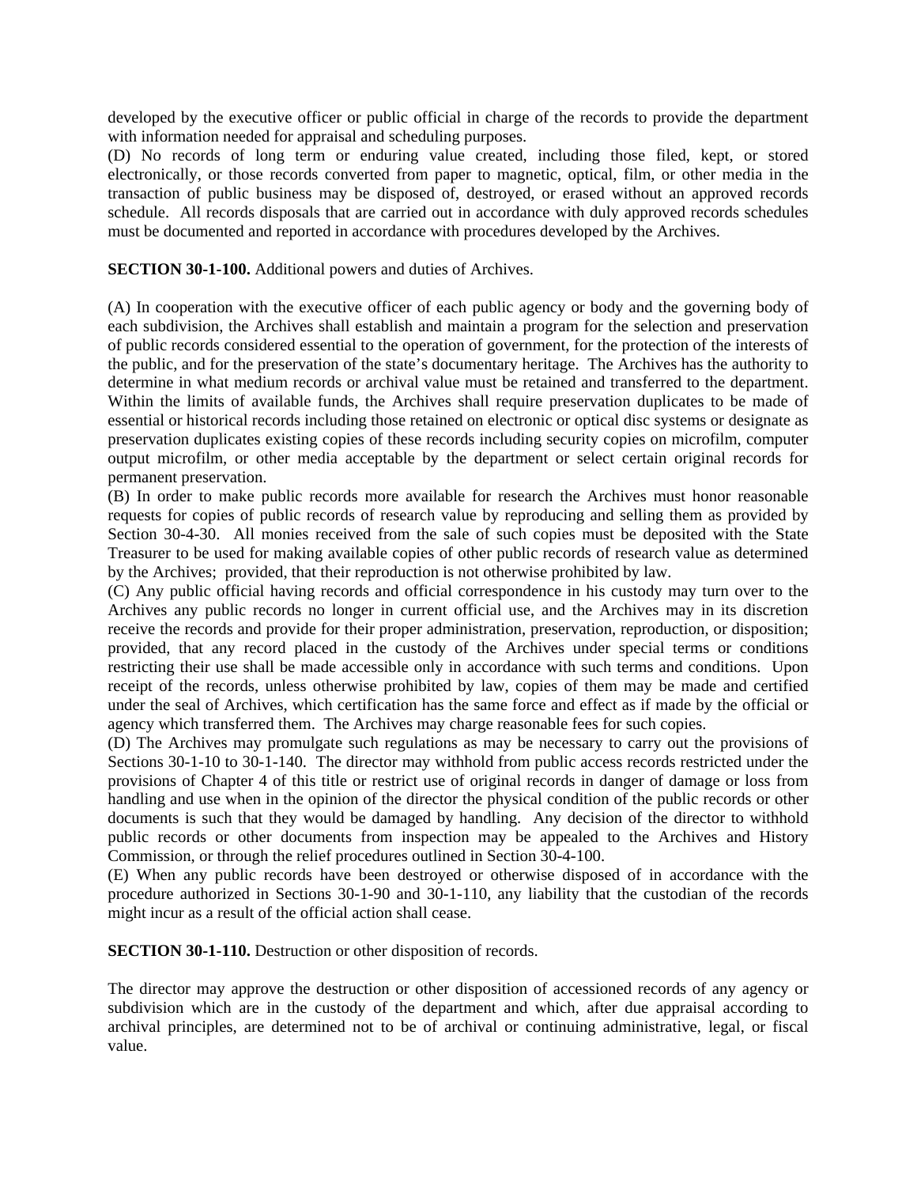developed by the executive officer or public official in charge of the records to provide the department with information needed for appraisal and scheduling purposes.

(D) No records of long term or enduring value created, including those filed, kept, or stored electronically, or those records converted from paper to magnetic, optical, film, or other media in the transaction of public business may be disposed of, destroyed, or erased without an approved records schedule. All records disposals that are carried out in accordance with duly approved records schedules must be documented and reported in accordance with procedures developed by the Archives.

**SECTION 30-1-100.** Additional powers and duties of Archives.

(A) In cooperation with the executive officer of each public agency or body and the governing body of each subdivision, the Archives shall establish and maintain a program for the selection and preservation of public records considered essential to the operation of government, for the protection of the interests of the public, and for the preservation of the state's documentary heritage. The Archives has the authority to determine in what medium records or archival value must be retained and transferred to the department. Within the limits of available funds, the Archives shall require preservation duplicates to be made of essential or historical records including those retained on electronic or optical disc systems or designate as preservation duplicates existing copies of these records including security copies on microfilm, computer output microfilm, or other media acceptable by the department or select certain original records for permanent preservation.

(B) In order to make public records more available for research the Archives must honor reasonable requests for copies of public records of research value by reproducing and selling them as provided by Section 30-4-30. All monies received from the sale of such copies must be deposited with the State Treasurer to be used for making available copies of other public records of research value as determined by the Archives; provided, that their reproduction is not otherwise prohibited by law.

(C) Any public official having records and official correspondence in his custody may turn over to the Archives any public records no longer in current official use, and the Archives may in its discretion receive the records and provide for their proper administration, preservation, reproduction, or disposition; provided, that any record placed in the custody of the Archives under special terms or conditions restricting their use shall be made accessible only in accordance with such terms and conditions. Upon receipt of the records, unless otherwise prohibited by law, copies of them may be made and certified under the seal of Archives, which certification has the same force and effect as if made by the official or agency which transferred them. The Archives may charge reasonable fees for such copies.

(D) The Archives may promulgate such regulations as may be necessary to carry out the provisions of Sections 30-1-10 to 30-1-140. The director may withhold from public access records restricted under the provisions of Chapter 4 of this title or restrict use of original records in danger of damage or loss from handling and use when in the opinion of the director the physical condition of the public records or other documents is such that they would be damaged by handling. Any decision of the director to withhold public records or other documents from inspection may be appealed to the Archives and History Commission, or through the relief procedures outlined in Section 30-4-100.

(E) When any public records have been destroyed or otherwise disposed of in accordance with the procedure authorized in Sections 30-1-90 and 30-1-110, any liability that the custodian of the records might incur as a result of the official action shall cease.

**SECTION 30-1-110.** Destruction or other disposition of records.

The director may approve the destruction or other disposition of accessioned records of any agency or subdivision which are in the custody of the department and which, after due appraisal according to archival principles, are determined not to be of archival or continuing administrative, legal, or fiscal value.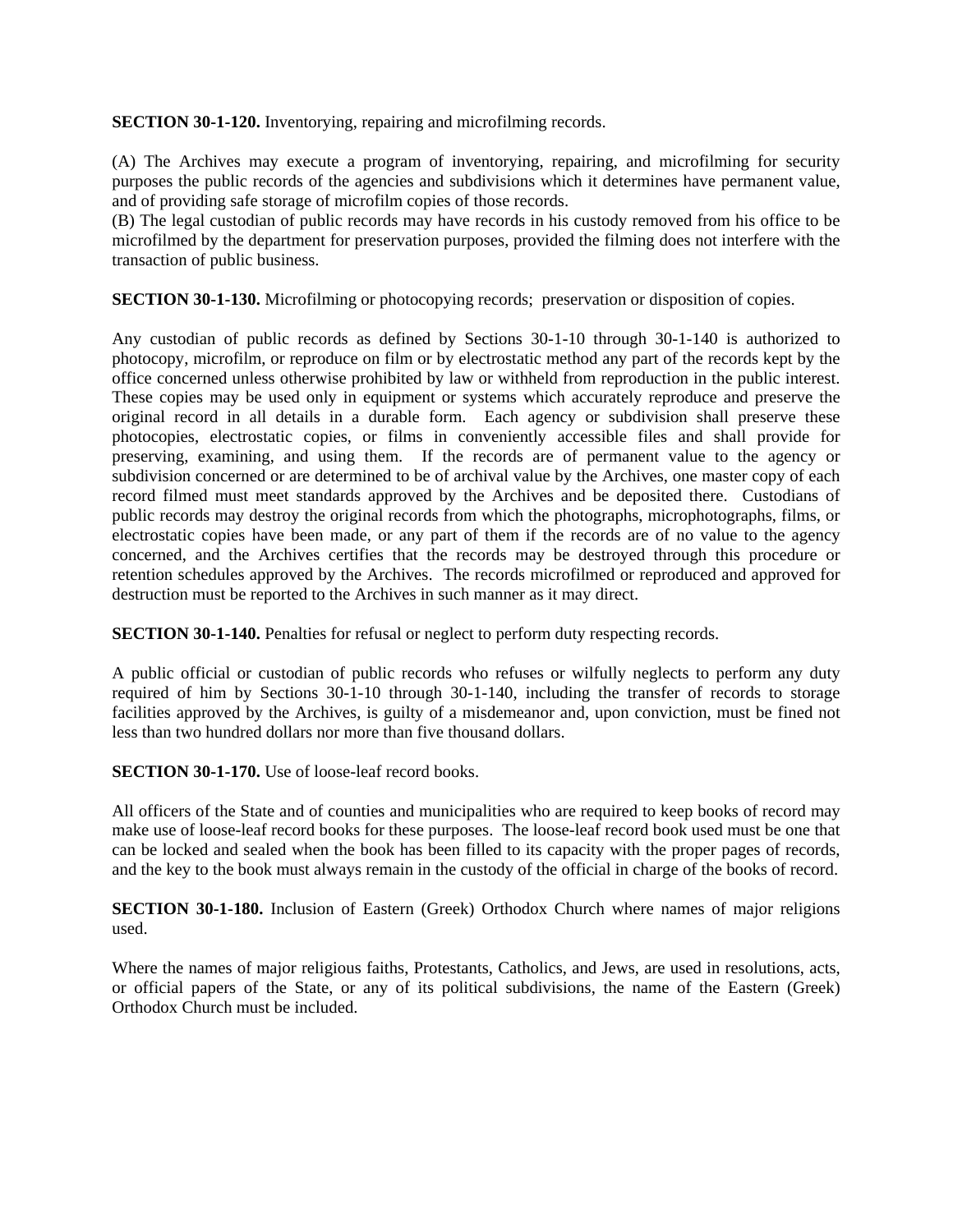**SECTION 30-1-120.** Inventorying, repairing and microfilming records.

(A) The Archives may execute a program of inventorying, repairing, and microfilming for security purposes the public records of the agencies and subdivisions which it determines have permanent value, and of providing safe storage of microfilm copies of those records.
(B) The legal custodian of public records may have records in his custody removed from his office to be microfilmed by the department for preservation purposes, provided the filming does not interfere with the transaction of public business.

**SECTION 30-1-130.** Microfilming or photocopying records; preservation or disposition of copies.

Any custodian of public records as defined by Sections 30-1-10 through 30-1-140 is authorized to photocopy, microfilm, or reproduce on film or by electrostatic method any part of the records kept by the office concerned unless otherwise prohibited by law or withheld from reproduction in the public interest. These copies may be used only in equipment or systems which accurately reproduce and preserve the original record in all details in a durable form. Each agency or subdivision shall preserve these photocopies, electrostatic copies, or films in conveniently accessible files and shall provide for preserving, examining, and using them. If the records are of permanent value to the agency or subdivision concerned or are determined to be of archival value by the Archives, one master copy of each record filmed must meet standards approved by the Archives and be deposited there. Custodians of public records may destroy the original records from which the photographs, microphotographs, films, or electrostatic copies have been made, or any part of them if the records are of no value to the agency concerned, and the Archives certifies that the records may be destroyed through this procedure or retention schedules approved by the Archives. The records microfilmed or reproduced and approved for destruction must be reported to the Archives in such manner as it may direct.

**SECTION 30-1-140.** Penalties for refusal or neglect to perform duty respecting records.

A public official or custodian of public records who refuses or wilfully neglects to perform any duty required of him by Sections 30-1-10 through 30-1-140, including the transfer of records to storage facilities approved by the Archives, is guilty of a misdemeanor and, upon conviction, must be fined not less than two hundred dollars nor more than five thousand dollars.

**SECTION 30-1-170.** Use of loose-leaf record books.

All officers of the State and of counties and municipalities who are required to keep books of record may make use of loose-leaf record books for these purposes. The loose-leaf record book used must be one that can be locked and sealed when the book has been filled to its capacity with the proper pages of records, and the key to the book must always remain in the custody of the official in charge of the books of record.

**SECTION 30-1-180.** Inclusion of Eastern (Greek) Orthodox Church where names of major religions used.

Where the names of major religious faiths, Protestants, Catholics, and Jews, are used in resolutions, acts, or official papers of the State, or any of its political subdivisions, the name of the Eastern (Greek) Orthodox Church must be included.